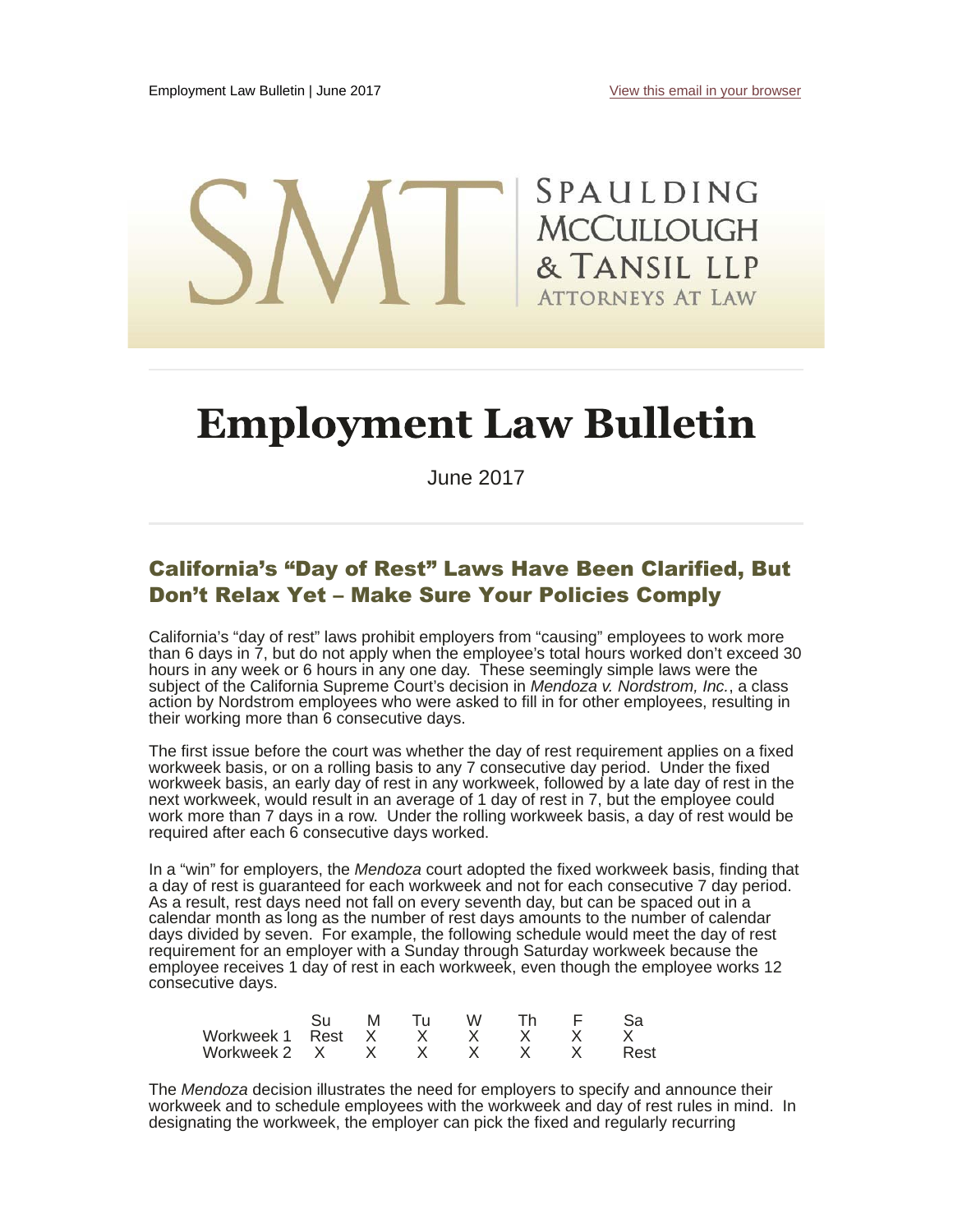Employment Law Bulletin | June 2017 View this email in your browser

SPAULDING McCULLOUGH & TANSIL LLP
ATTORNEYS AT LAW

# Employment Law Bulletin

June 2017

## California's "Day of Rest" Laws Have Been Clarified, But Don't Relax Yet – Make Sure Your Policies Comply

California's "day of rest" laws prohibit employers from "causing" employees to work more than 6 days in 7, but do not apply when the employee's total hours worked don't exceed 30 hours in any week or 6 hours in any one day. These seemingly simple laws were the subject of the California Supreme Court's decision in *Mendoza v. Nordstrom, Inc.*, a class action by Nordstrom employees who were asked to fill in for other employees, resulting in their working more than 6 consecutive days.

The first issue before the court was whether the day of rest requirement applies on a fixed workweek basis, or on a rolling basis to any 7 consecutive day period. Under the fixed workweek basis, an early day of rest in any workweek, followed by a late day of rest in the next workweek, would result in an average of 1 day of rest in 7, but the employee could work more than 7 days in a row. Under the rolling workweek basis, a day of rest would be required after each 6 consecutive days worked.

In a "win" for employers, the *Mendoza* court adopted the fixed workweek basis, finding that a day of rest is guaranteed for each workweek and not for each consecutive 7 day period. As a result, rest days need not fall on every seventh day, but can be spaced out in a calendar month as long as the number of rest days amounts to the number of calendar days divided by seven. For example, the following schedule would meet the day of rest requirement for an employer with a Sunday through Saturday workweek because the employee receives 1 day of rest in each workweek, even though the employee works 12 consecutive days.

| | Su | M | Tu | W | Th | F | Sa |
|---|---|---|---|---|---|---|---|
| Workweek 1 | Rest | X | X | X | X | X | X |
| Workweek 2 | X | X | X | X | X | X | Rest |

The *Mendoza* decision illustrates the need for employers to specify and announce their workweek and to schedule employees with the workweek and day of rest rules in mind. In designating the workweek, the employer can pick the fixed and regularly recurring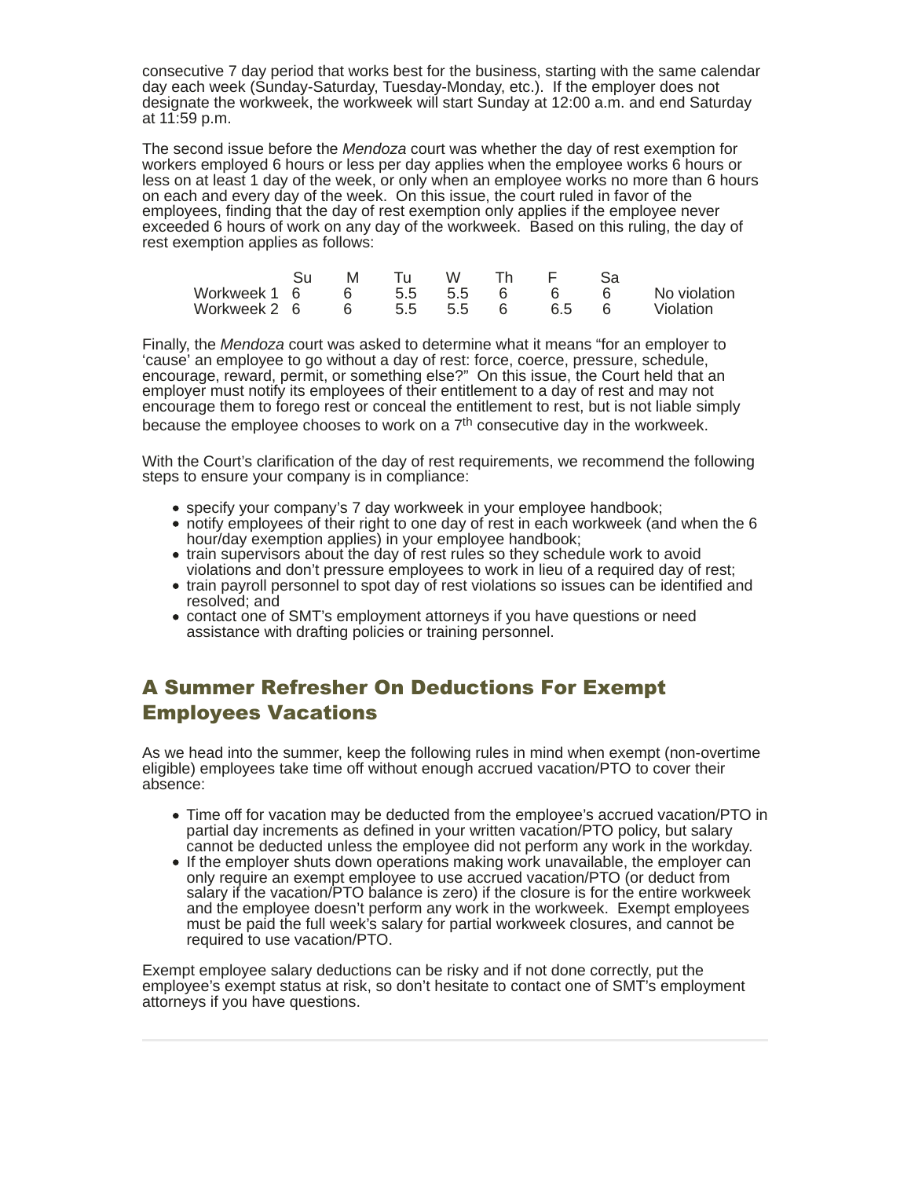consecutive 7 day period that works best for the business, starting with the same calendar day each week (Sunday-Saturday, Tuesday-Monday, etc.). If the employer does not designate the workweek, the workweek will start Sunday at 12:00 a.m. and end Saturday at 11:59 p.m.

The second issue before the *Mendoza* court was whether the day of rest exemption for workers employed 6 hours or less per day applies when the employee works 6 hours or less on at least 1 day of the week, or only when an employee works no more than 6 hours on each and every day of the week. On this issue, the court ruled in favor of the employees, finding that the day of rest exemption only applies if the employee never exceeded 6 hours of work on any day of the workweek. Based on this ruling, the day of rest exemption applies as follows:

| | Su | M | Tu | W | Th | F | Sa | |
|---|---|---|---|---|---|---|---|---|
| Workweek 1 | 6 | 6 | 5.5 | 5.5 | 6 | 6 | 6 | No violation |
| Workweek 2 | 6 | 6 | 5.5 | 5.5 | 6 | 6.5 | 6 | Violation |

Finally, the *Mendoza* court was asked to determine what it means "for an employer to 'cause' an employee to go without a day of rest: force, coerce, pressure, schedule, encourage, reward, permit, or something else?" On this issue, the Court held that an employer must notify its employees of their entitlement to a day of rest and may not encourage them to forego rest or conceal the entitlement to rest, but is not liable simply because the employee chooses to work on a 7th consecutive day in the workweek.

With the Court's clarification of the day of rest requirements, we recommend the following steps to ensure your company is in compliance:

- specify your company's 7 day workweek in your employee handbook;
- notify employees of their right to one day of rest in each workweek (and when the 6 hour/day exemption applies) in your employee handbook;
- train supervisors about the day of rest rules so they schedule work to avoid violations and don't pressure employees to work in lieu of a required day of rest;
- train payroll personnel to spot day of rest violations so issues can be identified and resolved; and
- contact one of SMT's employment attorneys if you have questions or need assistance with drafting policies or training personnel.

## A Summer Refresher On Deductions For Exempt Employees Vacations

As we head into the summer, keep the following rules in mind when exempt (non-overtime eligible) employees take time off without enough accrued vacation/PTO to cover their absence:

- Time off for vacation may be deducted from the employee's accrued vacation/PTO in partial day increments as defined in your written vacation/PTO policy, but salary cannot be deducted unless the employee did not perform any work in the workday.
- If the employer shuts down operations making work unavailable, the employer can only require an exempt employee to use accrued vacation/PTO (or deduct from salary if the vacation/PTO balance is zero) if the closure is for the entire workweek and the employee doesn't perform any work in the workweek. Exempt employees must be paid the full week's salary for partial workweek closures, and cannot be required to use vacation/PTO.

Exempt employee salary deductions can be risky and if not done correctly, put the employee's exempt status at risk, so don't hesitate to contact one of SMT's employment attorneys if you have questions.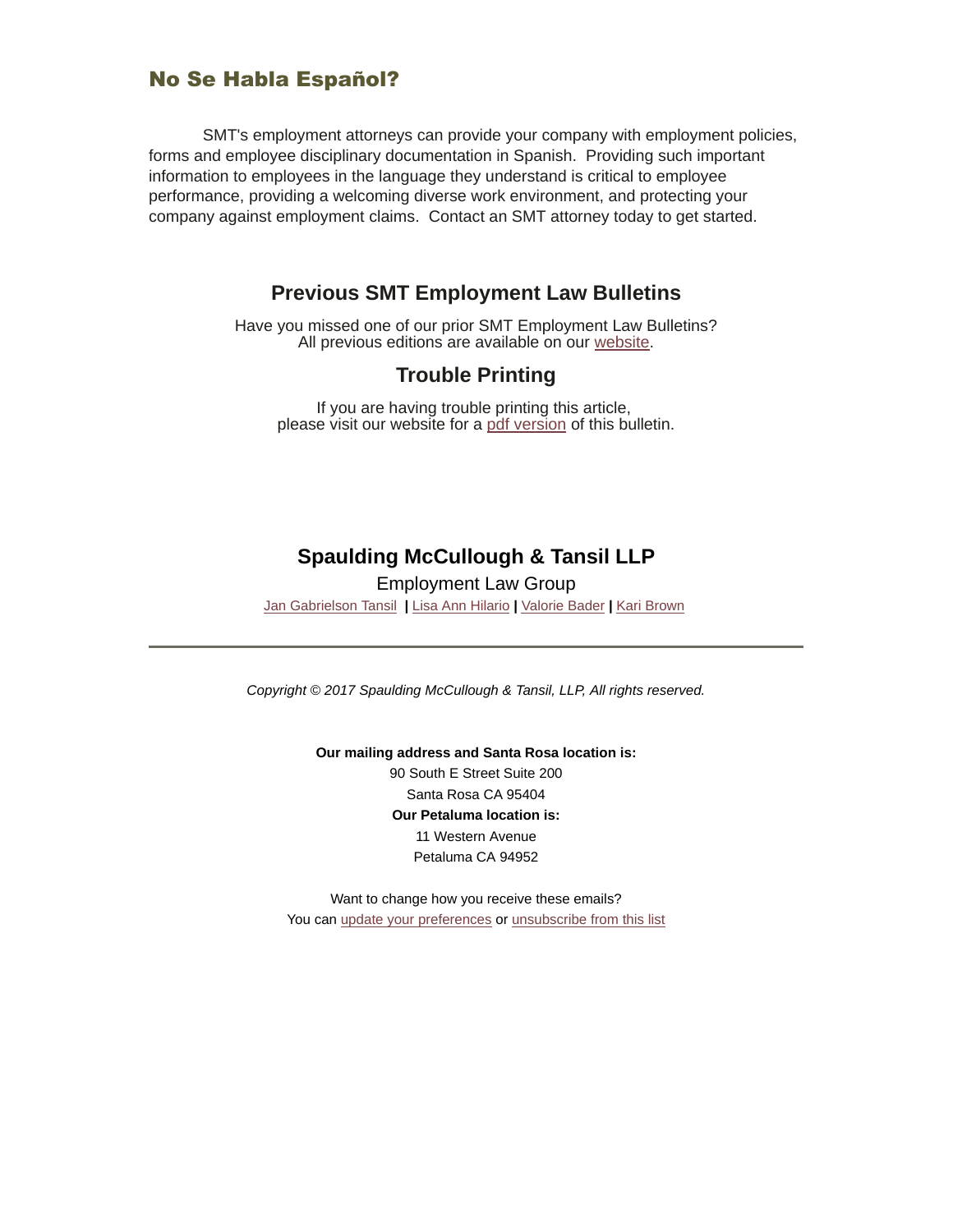## No Se Habla Español?

SMT's employment attorneys can provide your company with employment policies, forms and employee disciplinary documentation in Spanish. Providing such important information to employees in the language they understand is critical to employee performance, providing a welcoming diverse work environment, and protecting your company against employment claims. Contact an SMT attorney today to get started.

## Previous SMT Employment Law Bulletins

Have you missed one of our prior SMT Employment Law Bulletins?
All previous editions are available on our website.

## Trouble Printing

If you are having trouble printing this article,
please visit our website for a pdf version of this bulletin.

## Spaulding McCullough & Tansil LLP

Employment Law Group

Jan Gabrielson Tansil | Lisa Ann Hilario | Valorie Bader | Kari Brown

---

*Copyright © 2017 Spaulding McCullough & Tansil, LLP, All rights reserved.*

**Our mailing address and Santa Rosa location is:**
90 South E Street Suite 200
Santa Rosa CA 95404
**Our Petaluma location is:**
11 Western Avenue
Petaluma CA 94952

Want to change how you receive these emails?
You can update your preferences or unsubscribe from this list